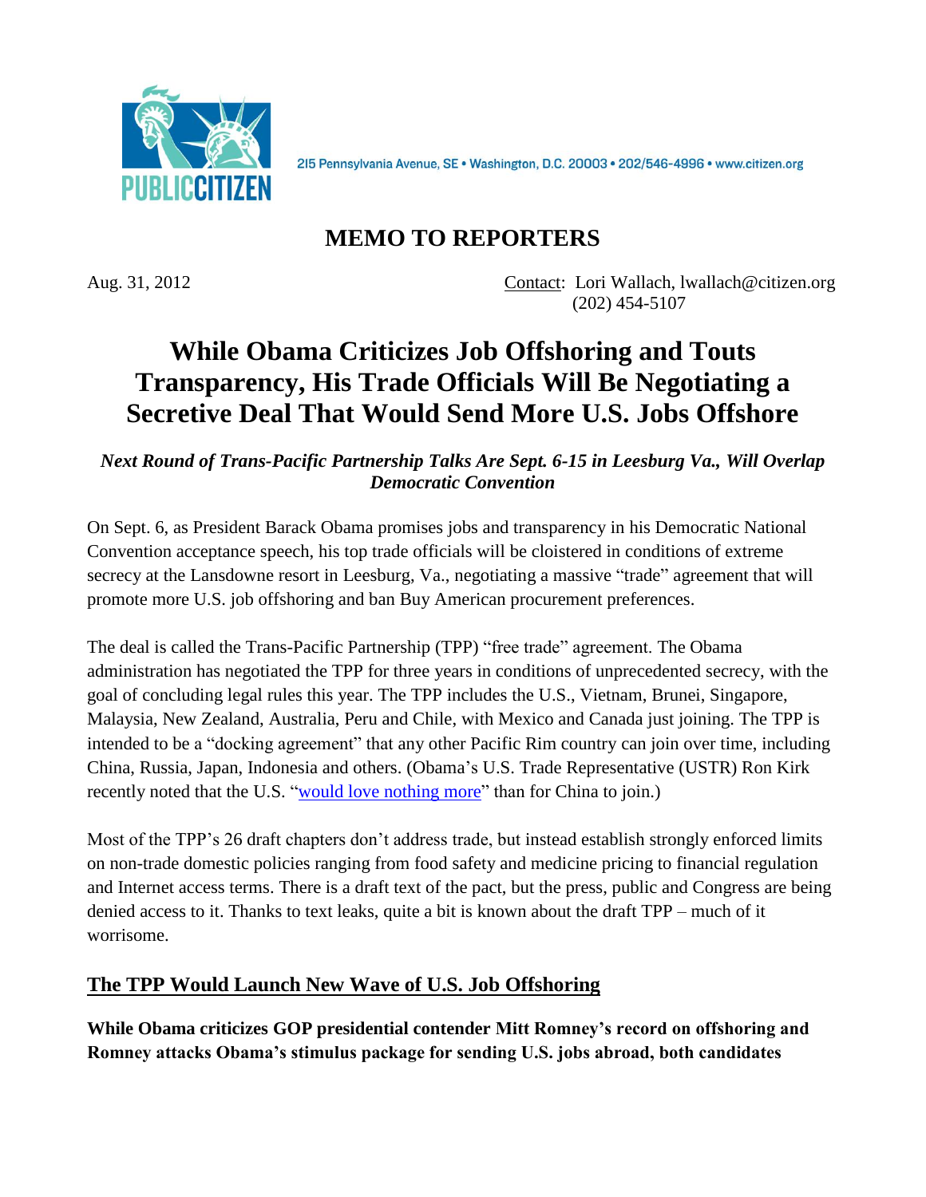PUBLIC CITIZEN

215 Pennsylvania Avenue, SE • Washington, D.C. 20003 • 202/546-4996 • www.citizen.org

# MEMO TO REPORTERS

Aug. 31, 2012

Contact: Lori Wallach, lwallach@citizen.org
(202) 454-5107

# While Obama Criticizes Job Offshoring and Touts Transparency, His Trade Officials Will Be Negotiating a Secretive Deal That Would Send More U.S. Jobs Offshore

***Next Round of Trans-Pacific Partnership Talks Are Sept. 6-15 in Leesburg Va., Will Overlap Democratic Convention***

On Sept. 6, as President Barack Obama promises jobs and transparency in his Democratic National Convention acceptance speech, his top trade officials will be cloistered in conditions of extreme secrecy at the Lansdowne resort in Leesburg, Va., negotiating a massive "trade" agreement that will promote more U.S. job offshoring and ban Buy American procurement preferences.

The deal is called the Trans-Pacific Partnership (TPP) "free trade" agreement. The Obama administration has negotiated the TPP for three years in conditions of unprecedented secrecy, with the goal of concluding legal rules this year. The TPP includes the U.S., Vietnam, Brunei, Singapore, Malaysia, New Zealand, Australia, Peru and Chile, with Mexico and Canada just joining. The TPP is intended to be a "docking agreement" that any other Pacific Rim country can join over time, including China, Russia, Japan, Indonesia and others. (Obama's U.S. Trade Representative (USTR) Ron Kirk recently noted that the U.S. "would love nothing more" than for China to join.)

Most of the TPP's 26 draft chapters don't address trade, but instead establish strongly enforced limits on non-trade domestic policies ranging from food safety and medicine pricing to financial regulation and Internet access terms. There is a draft text of the pact, but the press, public and Congress are being denied access to it. Thanks to text leaks, quite a bit is known about the draft TPP – much of it worrisome.

## The TPP Would Launch New Wave of U.S. Job Offshoring

**While Obama criticizes GOP presidential contender Mitt Romney's record on offshoring and Romney attacks Obama's stimulus package for sending U.S. jobs abroad, both candidates**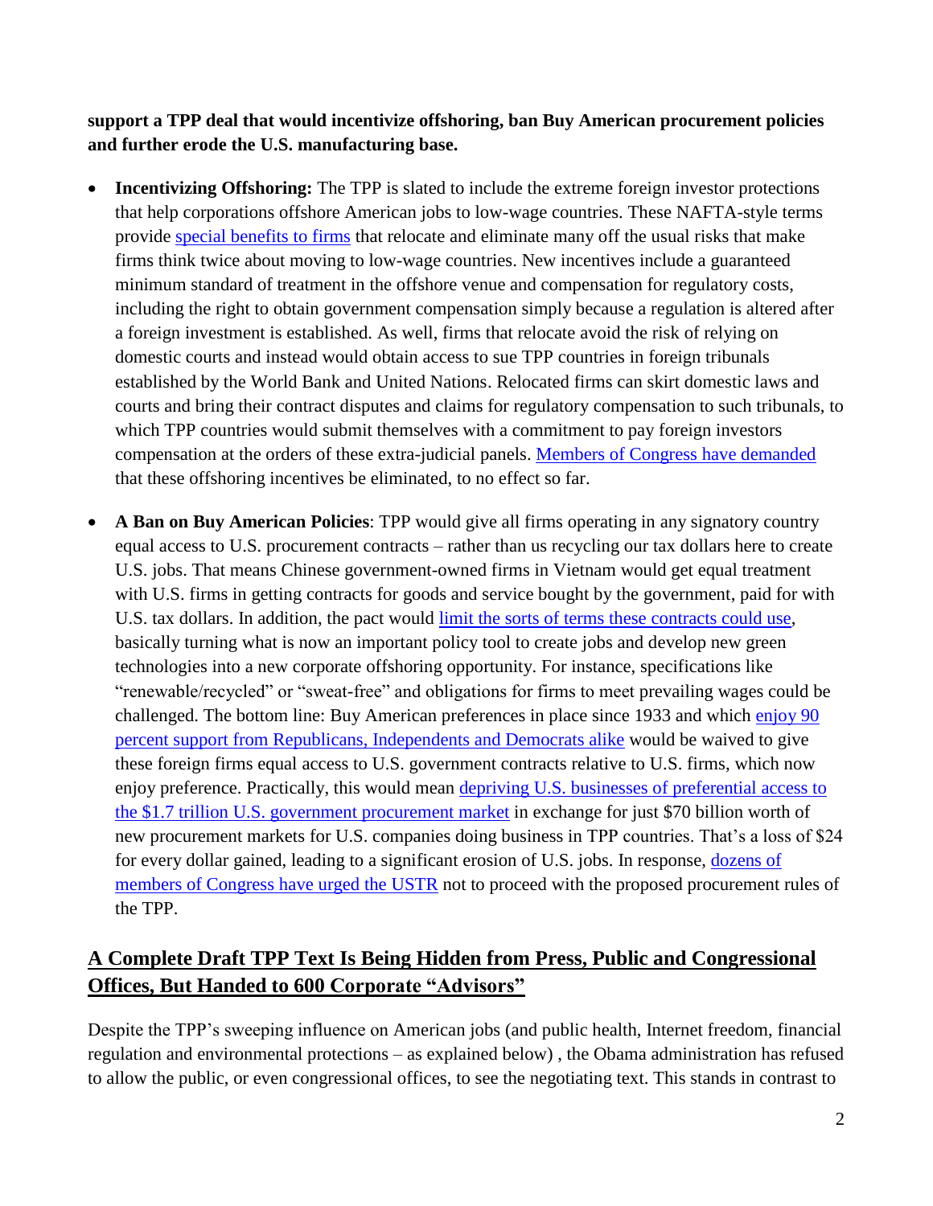**support a TPP deal that would incentivize offshoring, ban Buy American procurement policies and further erode the U.S. manufacturing base.**

- **Incentivizing Offshoring:** The TPP is slated to include the extreme foreign investor protections that help corporations offshore American jobs to low-wage countries. These NAFTA-style terms provide special benefits to firms that relocate and eliminate many off the usual risks that make firms think twice about moving to low-wage countries. New incentives include a guaranteed minimum standard of treatment in the offshore venue and compensation for regulatory costs, including the right to obtain government compensation simply because a regulation is altered after a foreign investment is established. As well, firms that relocate avoid the risk of relying on domestic courts and instead would obtain access to sue TPP countries in foreign tribunals established by the World Bank and United Nations. Relocated firms can skirt domestic laws and courts and bring their contract disputes and claims for regulatory compensation to such tribunals, to which TPP countries would submit themselves with a commitment to pay foreign investors compensation at the orders of these extra-judicial panels. Members of Congress have demanded that these offshoring incentives be eliminated, to no effect so far.

- **A Ban on Buy American Policies**: TPP would give all firms operating in any signatory country equal access to U.S. procurement contracts – rather than us recycling our tax dollars here to create U.S. jobs. That means Chinese government-owned firms in Vietnam would get equal treatment with U.S. firms in getting contracts for goods and service bought by the government, paid for with U.S. tax dollars. In addition, the pact would limit the sorts of terms these contracts could use, basically turning what is now an important policy tool to create jobs and develop new green technologies into a new corporate offshoring opportunity. For instance, specifications like "renewable/recycled" or "sweat-free" and obligations for firms to meet prevailing wages could be challenged. The bottom line: Buy American preferences in place since 1933 and which enjoy 90 percent support from Republicans, Independents and Democrats alike would be waived to give these foreign firms equal access to U.S. government contracts relative to U.S. firms, which now enjoy preference. Practically, this would mean depriving U.S. businesses of preferential access to the $1.7 trillion U.S. government procurement market in exchange for just $70 billion worth of new procurement markets for U.S. companies doing business in TPP countries. That's a loss of $24 for every dollar gained, leading to a significant erosion of U.S. jobs. In response, dozens of members of Congress have urged the USTR not to proceed with the proposed procurement rules of the TPP.

## A Complete Draft TPP Text Is Being Hidden from Press, Public and Congressional Offices, But Handed to 600 Corporate "Advisors"

Despite the TPP's sweeping influence on American jobs (and public health, Internet freedom, financial regulation and environmental protections – as explained below) , the Obama administration has refused to allow the public, or even congressional offices, to see the negotiating text. This stands in contrast to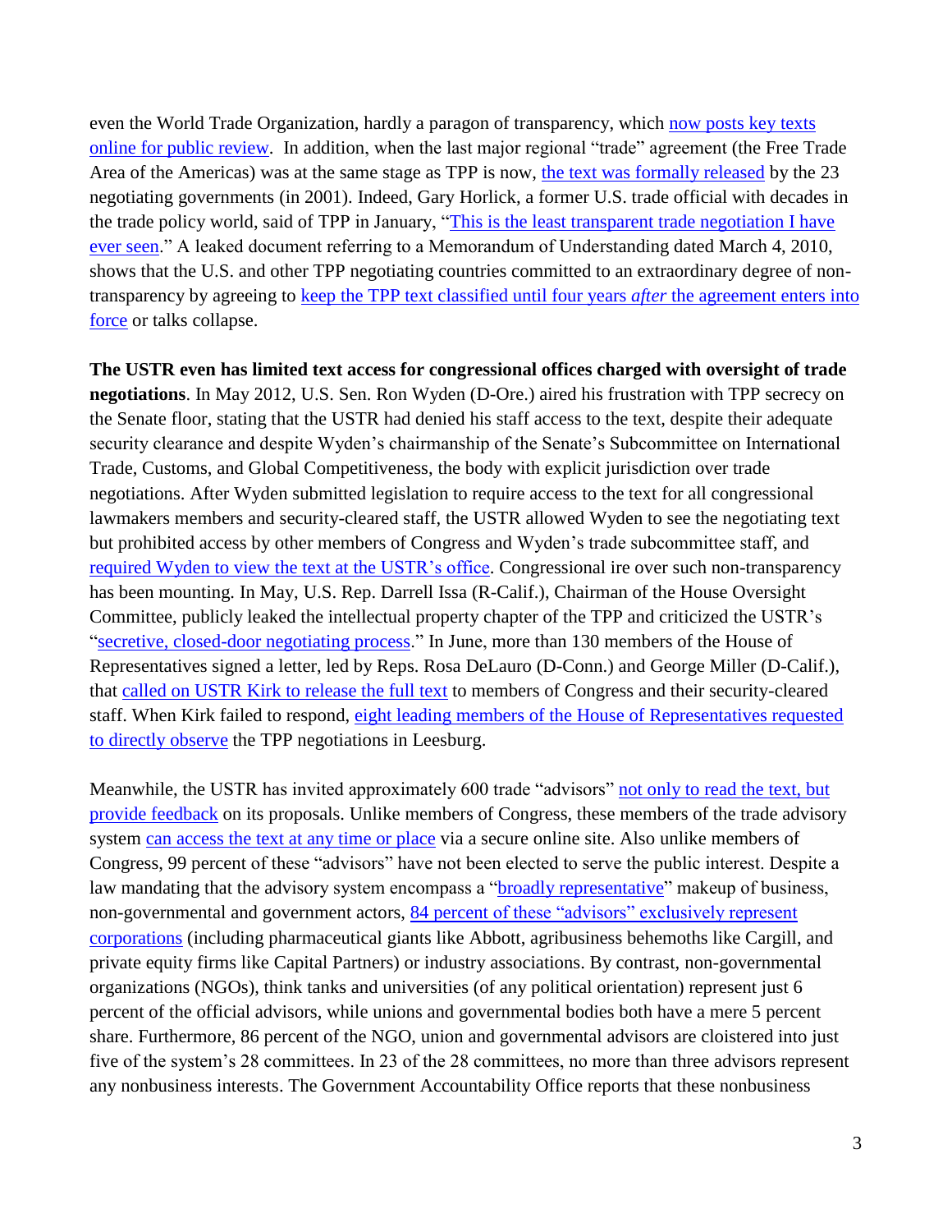even the World Trade Organization, hardly a paragon of transparency, which now posts key texts online for public review. In addition, when the last major regional "trade" agreement (the Free Trade Area of the Americas) was at the same stage as TPP is now, the text was formally released by the 23 negotiating governments (in 2001). Indeed, Gary Horlick, a former U.S. trade official with decades in the trade policy world, said of TPP in January, "This is the least transparent trade negotiation I have ever seen." A leaked document referring to a Memorandum of Understanding dated March 4, 2010, shows that the U.S. and other TPP negotiating countries committed to an extraordinary degree of non-transparency by agreeing to keep the TPP text classified until four years *after* the agreement enters into force or talks collapse.

**The USTR even has limited text access for congressional offices charged with oversight of trade negotiations**. In May 2012, U.S. Sen. Ron Wyden (D-Ore.) aired his frustration with TPP secrecy on the Senate floor, stating that the USTR had denied his staff access to the text, despite their adequate security clearance and despite Wyden's chairmanship of the Senate's Subcommittee on International Trade, Customs, and Global Competitiveness, the body with explicit jurisdiction over trade negotiations. After Wyden submitted legislation to require access to the text for all congressional lawmakers members and security-cleared staff, the USTR allowed Wyden to see the negotiating text but prohibited access by other members of Congress and Wyden's trade subcommittee staff, and required Wyden to view the text at the USTR's office. Congressional ire over such non-transparency has been mounting. In May, U.S. Rep. Darrell Issa (R-Calif.), Chairman of the House Oversight Committee, publicly leaked the intellectual property chapter of the TPP and criticized the USTR's "secretive, closed-door negotiating process." In June, more than 130 members of the House of Representatives signed a letter, led by Reps. Rosa DeLauro (D-Conn.) and George Miller (D-Calif.), that called on USTR Kirk to release the full text to members of Congress and their security-cleared staff. When Kirk failed to respond, eight leading members of the House of Representatives requested to directly observe the TPP negotiations in Leesburg.

Meanwhile, the USTR has invited approximately 600 trade "advisors" not only to read the text, but provide feedback on its proposals. Unlike members of Congress, these members of the trade advisory system can access the text at any time or place via a secure online site. Also unlike members of Congress, 99 percent of these "advisors" have not been elected to serve the public interest. Despite a law mandating that the advisory system encompass a "broadly representative" makeup of business, non-governmental and government actors, 84 percent of these "advisors" exclusively represent corporations (including pharmaceutical giants like Abbott, agribusiness behemoths like Cargill, and private equity firms like Capital Partners) or industry associations. By contrast, non-governmental organizations (NGOs), think tanks and universities (of any political orientation) represent just 6 percent of the official advisors, while unions and governmental bodies both have a mere 5 percent share. Furthermore, 86 percent of the NGO, union and governmental advisors are cloistered into just five of the system's 28 committees. In 23 of the 28 committees, no more than three advisors represent any nonbusiness interests. The Government Accountability Office reports that these nonbusiness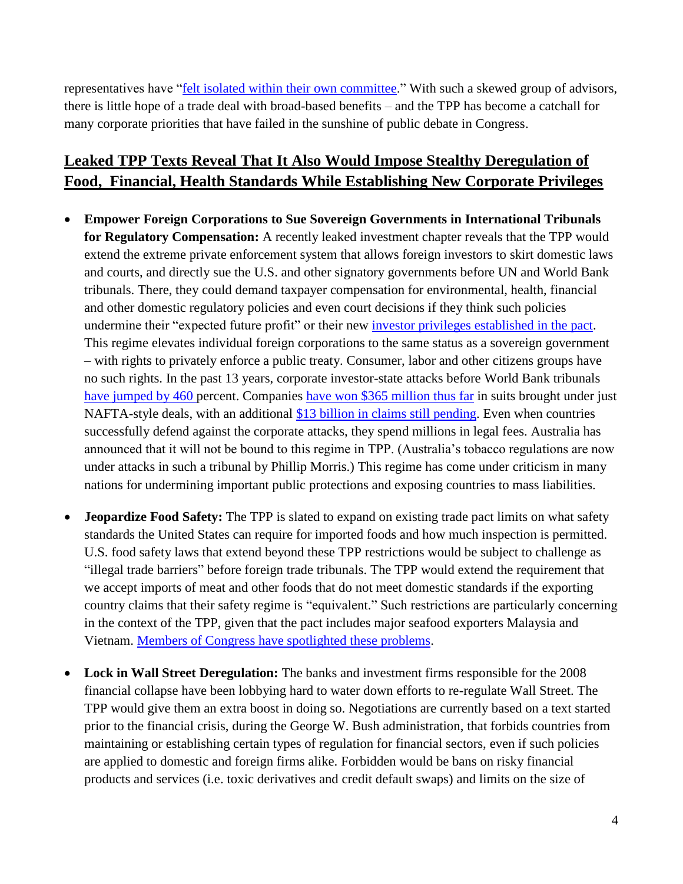representatives have "felt isolated within their own committee." With such a skewed group of advisors, there is little hope of a trade deal with broad-based benefits – and the TPP has become a catchall for many corporate priorities that have failed in the sunshine of public debate in Congress.

## Leaked TPP Texts Reveal That It Also Would Impose Stealthy Deregulation of Food, Financial, Health Standards While Establishing New Corporate Privileges

- **Empower Foreign Corporations to Sue Sovereign Governments in International Tribunals for Regulatory Compensation:** A recently leaked investment chapter reveals that the TPP would extend the extreme private enforcement system that allows foreign investors to skirt domestic laws and courts, and directly sue the U.S. and other signatory governments before UN and World Bank tribunals. There, they could demand taxpayer compensation for environmental, health, financial and other domestic regulatory policies and even court decisions if they think such policies undermine their "expected future profit" or their new investor privileges established in the pact. This regime elevates individual foreign corporations to the same status as a sovereign government – with rights to privately enforce a public treaty. Consumer, labor and other citizens groups have no such rights. In the past 13 years, corporate investor-state attacks before World Bank tribunals have jumped by 460 percent. Companies have won $365 million thus far in suits brought under just NAFTA-style deals, with an additional $13 billion in claims still pending. Even when countries successfully defend against the corporate attacks, they spend millions in legal fees. Australia has announced that it will not be bound to this regime in TPP. (Australia's tobacco regulations are now under attacks in such a tribunal by Phillip Morris.) This regime has come under criticism in many nations for undermining important public protections and exposing countries to mass liabilities.

- **Jeopardize Food Safety:** The TPP is slated to expand on existing trade pact limits on what safety standards the United States can require for imported foods and how much inspection is permitted. U.S. food safety laws that extend beyond these TPP restrictions would be subject to challenge as "illegal trade barriers" before foreign trade tribunals. The TPP would extend the requirement that we accept imports of meat and other foods that do not meet domestic standards if the exporting country claims that their safety regime is "equivalent." Such restrictions are particularly concerning in the context of the TPP, given that the pact includes major seafood exporters Malaysia and Vietnam. Members of Congress have spotlighted these problems.

- **Lock in Wall Street Deregulation:** The banks and investment firms responsible for the 2008 financial collapse have been lobbying hard to water down efforts to re-regulate Wall Street. The TPP would give them an extra boost in doing so. Negotiations are currently based on a text started prior to the financial crisis, during the George W. Bush administration, that forbids countries from maintaining or establishing certain types of regulation for financial sectors, even if such policies are applied to domestic and foreign firms alike. Forbidden would be bans on risky financial products and services (i.e. toxic derivatives and credit default swaps) and limits on the size of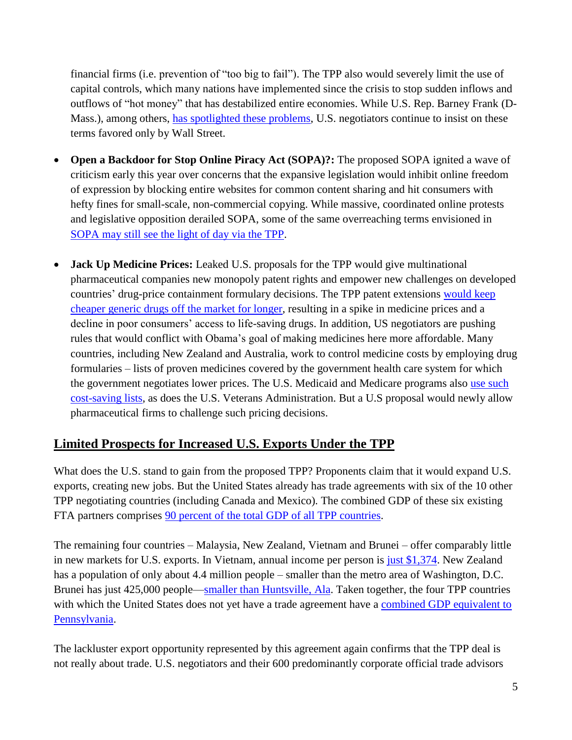financial firms (i.e. prevention of "too big to fail"). The TPP also would severely limit the use of capital controls, which many nations have implemented since the crisis to stop sudden inflows and outflows of "hot money" that has destabilized entire economies. While U.S. Rep. Barney Frank (D-Mass.), among others, has spotlighted these problems, U.S. negotiators continue to insist on these terms favored only by Wall Street.

- **Open a Backdoor for Stop Online Piracy Act (SOPA)?:** The proposed SOPA ignited a wave of criticism early this year over concerns that the expansive legislation would inhibit online freedom of expression by blocking entire websites for common content sharing and hit consumers with hefty fines for small-scale, non-commercial copying. While massive, coordinated online protests and legislative opposition derailed SOPA, some of the same overreaching terms envisioned in SOPA may still see the light of day via the TPP.

- **Jack Up Medicine Prices:** Leaked U.S. proposals for the TPP would give multinational pharmaceutical companies new monopoly patent rights and empower new challenges on developed countries' drug-price containment formulary decisions. The TPP patent extensions would keep cheaper generic drugs off the market for longer, resulting in a spike in medicine prices and a decline in poor consumers' access to life-saving drugs. In addition, US negotiators are pushing rules that would conflict with Obama's goal of making medicines here more affordable. Many countries, including New Zealand and Australia, work to control medicine costs by employing drug formularies – lists of proven medicines covered by the government health care system for which the government negotiates lower prices. The U.S. Medicaid and Medicare programs also use such cost-saving lists, as does the U.S. Veterans Administration. But a U.S proposal would newly allow pharmaceutical firms to challenge such pricing decisions.

## Limited Prospects for Increased U.S. Exports Under the TPP

What does the U.S. stand to gain from the proposed TPP? Proponents claim that it would expand U.S. exports, creating new jobs. But the United States already has trade agreements with six of the 10 other TPP negotiating countries (including Canada and Mexico). The combined GDP of these six existing FTA partners comprises 90 percent of the total GDP of all TPP countries.

The remaining four countries – Malaysia, New Zealand, Vietnam and Brunei – offer comparably little in new markets for U.S. exports. In Vietnam, annual income per person is just $1,374. New Zealand has a population of only about 4.4 million people – smaller than the metro area of Washington, D.C. Brunei has just 425,000 people—smaller than Huntsville, Ala. Taken together, the four TPP countries with which the United States does not yet have a trade agreement have a combined GDP equivalent to Pennsylvania.

The lackluster export opportunity represented by this agreement again confirms that the TPP deal is not really about trade. U.S. negotiators and their 600 predominantly corporate official trade advisors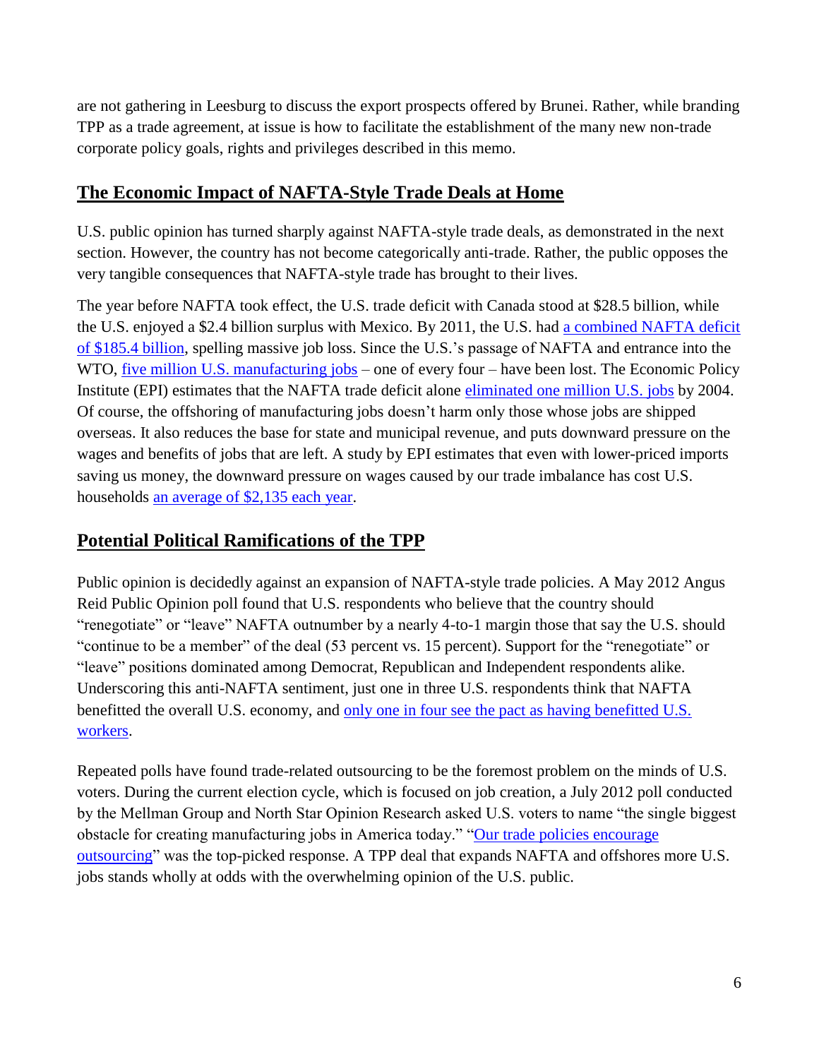are not gathering in Leesburg to discuss the export prospects offered by Brunei. Rather, while branding TPP as a trade agreement, at issue is how to facilitate the establishment of the many new non-trade corporate policy goals, rights and privileges described in this memo.

## The Economic Impact of NAFTA-Style Trade Deals at Home

U.S. public opinion has turned sharply against NAFTA-style trade deals, as demonstrated in the next section. However, the country has not become categorically anti-trade. Rather, the public opposes the very tangible consequences that NAFTA-style trade has brought to their lives.

The year before NAFTA took effect, the U.S. trade deficit with Canada stood at $28.5 billion, while the U.S. enjoyed a $2.4 billion surplus with Mexico. By 2011, the U.S. had a combined NAFTA deficit of $185.4 billion, spelling massive job loss. Since the U.S.'s passage of NAFTA and entrance into the WTO, five million U.S. manufacturing jobs – one of every four – have been lost. The Economic Policy Institute (EPI) estimates that the NAFTA trade deficit alone eliminated one million U.S. jobs by 2004. Of course, the offshoring of manufacturing jobs doesn't harm only those whose jobs are shipped overseas. It also reduces the base for state and municipal revenue, and puts downward pressure on the wages and benefits of jobs that are left. A study by EPI estimates that even with lower-priced imports saving us money, the downward pressure on wages caused by our trade imbalance has cost U.S. households an average of $2,135 each year.

## Potential Political Ramifications of the TPP

Public opinion is decidedly against an expansion of NAFTA-style trade policies. A May 2012 Angus Reid Public Opinion poll found that U.S. respondents who believe that the country should "renegotiate" or "leave" NAFTA outnumber by a nearly 4-to-1 margin those that say the U.S. should "continue to be a member" of the deal (53 percent vs. 15 percent). Support for the "renegotiate" or "leave" positions dominated among Democrat, Republican and Independent respondents alike. Underscoring this anti-NAFTA sentiment, just one in three U.S. respondents think that NAFTA benefitted the overall U.S. economy, and only one in four see the pact as having benefitted U.S. workers.

Repeated polls have found trade-related outsourcing to be the foremost problem on the minds of U.S. voters. During the current election cycle, which is focused on job creation, a July 2012 poll conducted by the Mellman Group and North Star Opinion Research asked U.S. voters to name "the single biggest obstacle for creating manufacturing jobs in America today." "Our trade policies encourage outsourcing" was the top-picked response. A TPP deal that expands NAFTA and offshores more U.S. jobs stands wholly at odds with the overwhelming opinion of the U.S. public.